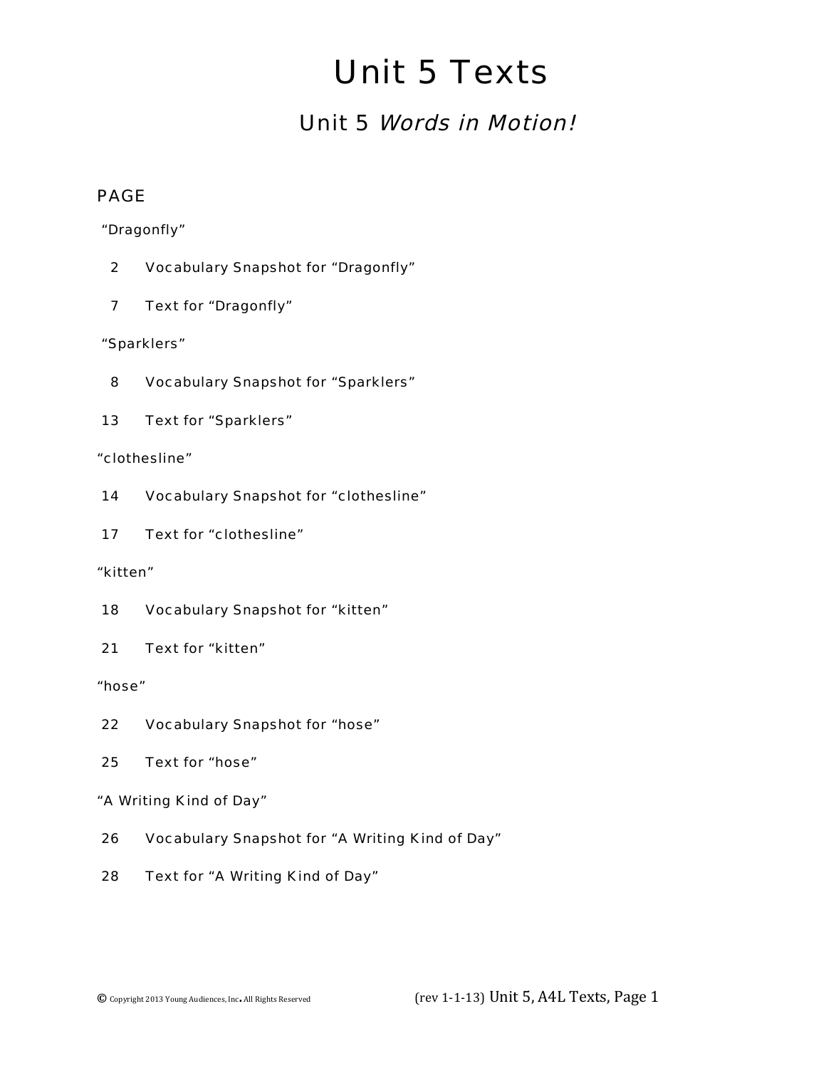# Unit 5 Texts

## Unit 5 *Words in Motion!*

PAGE

"Dragonfly"

2 Vocabulary Snapshot for "Dragonfly"

7 Text for "Dragonfly"

"Sparklers"

8 Vocabulary Snapshot for "Sparklers"

13 Text for "Sparklers"

"clothesline"

14 Vocabulary Snapshot for "clothesline"

17 Text for "clothesline"

"kitten"

18 Vocabulary Snapshot for "kitten"

21 Text for "kitten"

"hose"

22 Vocabulary Snapshot for "hose"

25 Text for "hose"

"A Writing Kind of Day"

26 Vocabulary Snapshot for "A Writing Kind of Day"

28 Text for "A Writing Kind of Day"

© Copyright 2013 Young Audiences, Inc. All Rights Reserved (rev 1-1-13)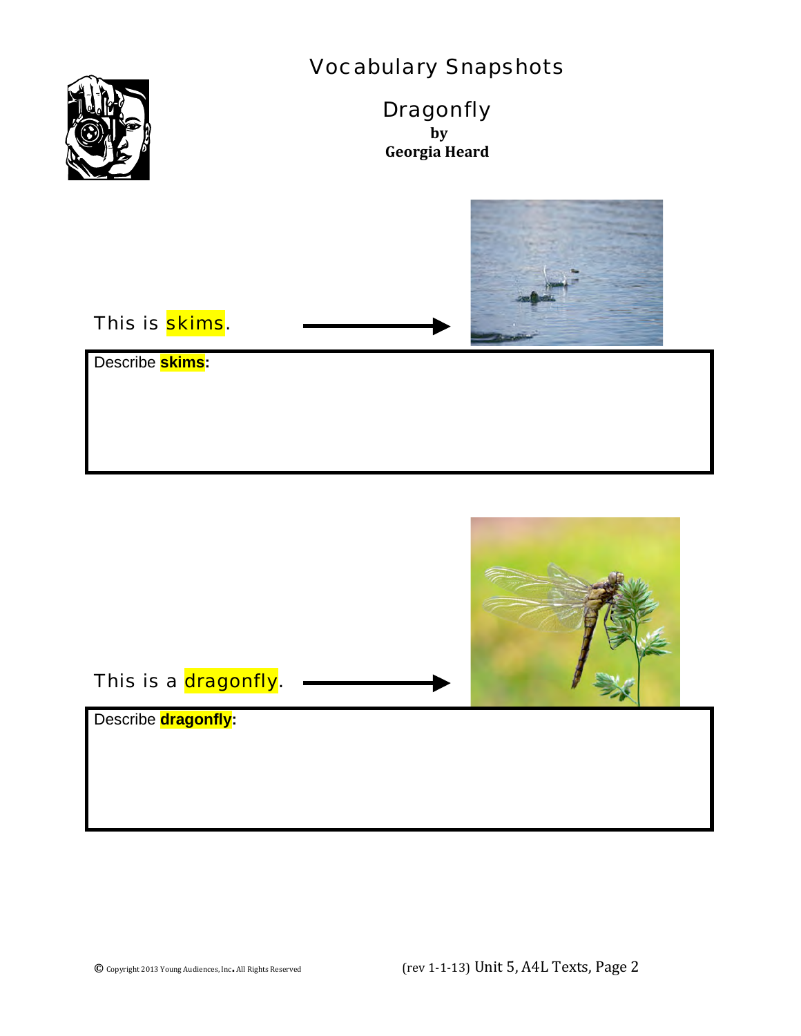# Vocabulary Snapshots

## Dragonfly

**by**
**Georgia Heard**

This is skims.

Describe **skims:**

This is a dragonfly.

Describe **dragonfly:**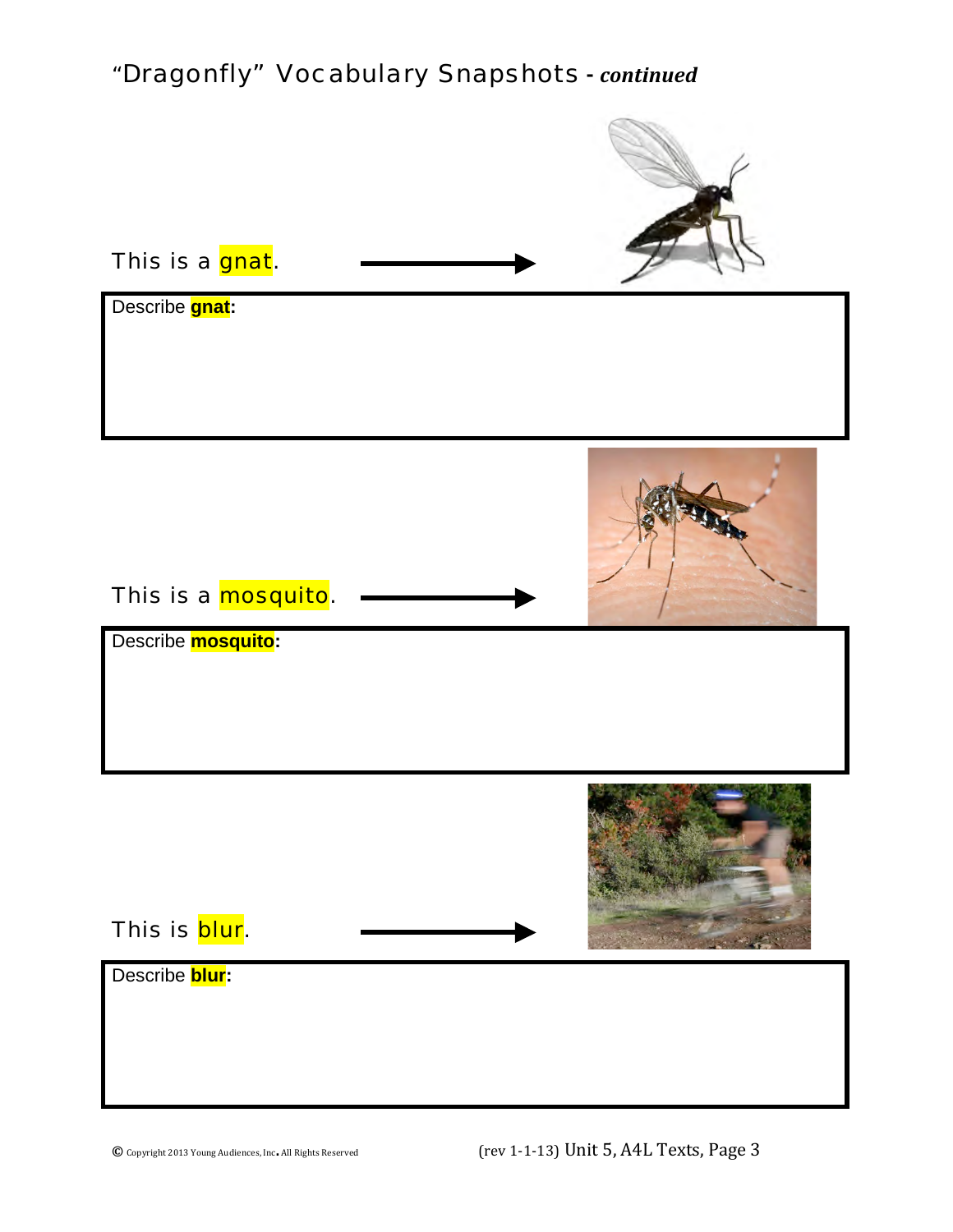# "Dragonfly" Vocabulary Snapshots - ***continued***

This is a **gnat**.

Describe **gnat:**

This is a **mosquito**.

Describe **mosquito:**

This is **blur**.

Describe **blur:**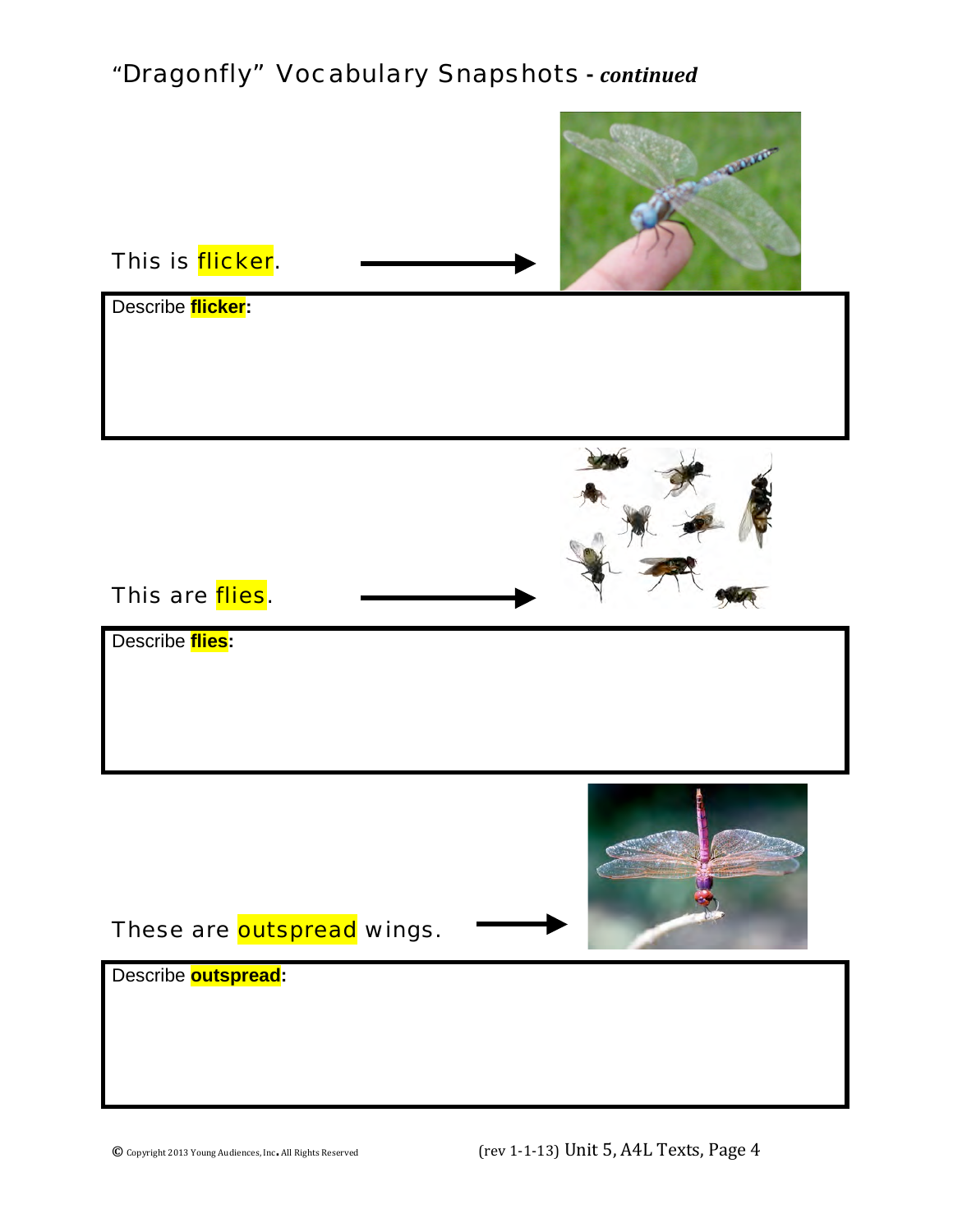# "Dragonfly" Vocabulary Snapshots - *continued*

This is flicker. →

| Describe **flicker**: |
|---|
| |

This are flies. →

| Describe **flies**: |
|---|
| |

These are outspread wings. →

| Describe **outspread**: |
|---|
| |

© Copyright 2013 Young Audiences, Inc. All Rights Reserved

(rev 1-1-13) Unit 5, A4L Texts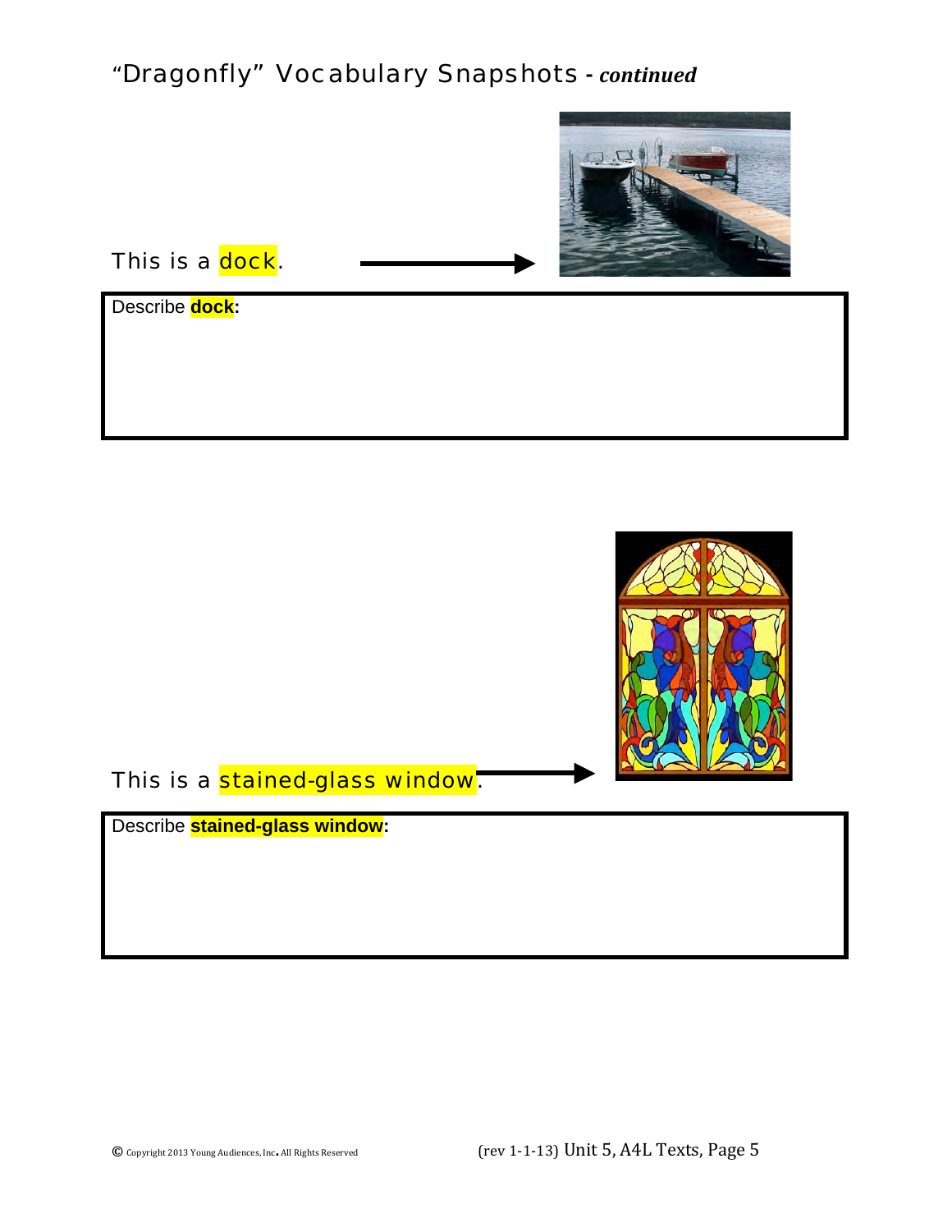# "Dragonfly" Vocabulary Snapshots - *continued*

This is a dock.

Describe **dock:**

This is a stained-glass window.

Describe **stained-glass window:**

© Copyright 2013 Young Audiences, Inc. All Rights Reserved

(rev 1-1-13) Unit 5, A4L Texts, Page 5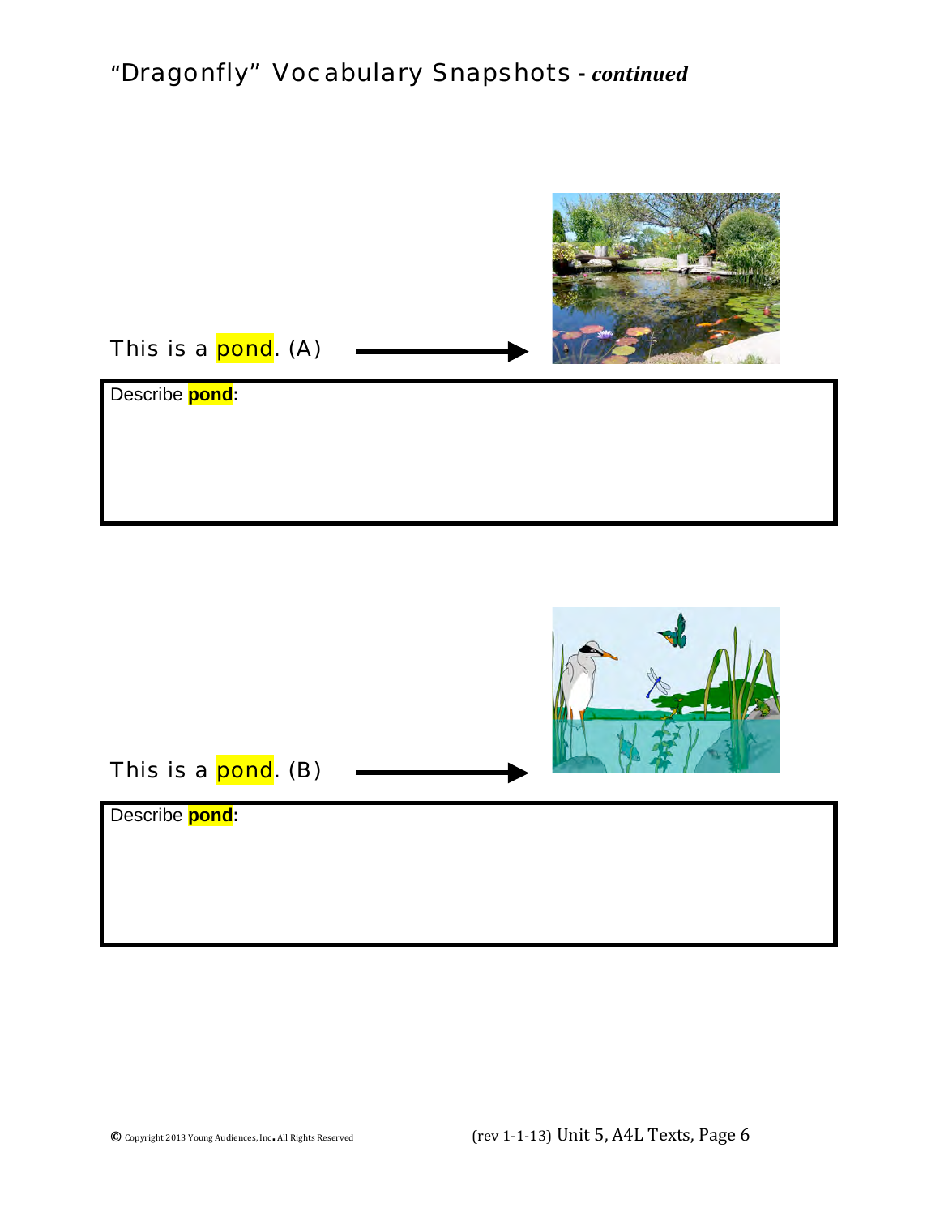# "Dragonfly" Vocabulary Snapshots - *continued*

This is a pond. (A)

Describe **pond**:

This is a pond. (B)

Describe **pond**: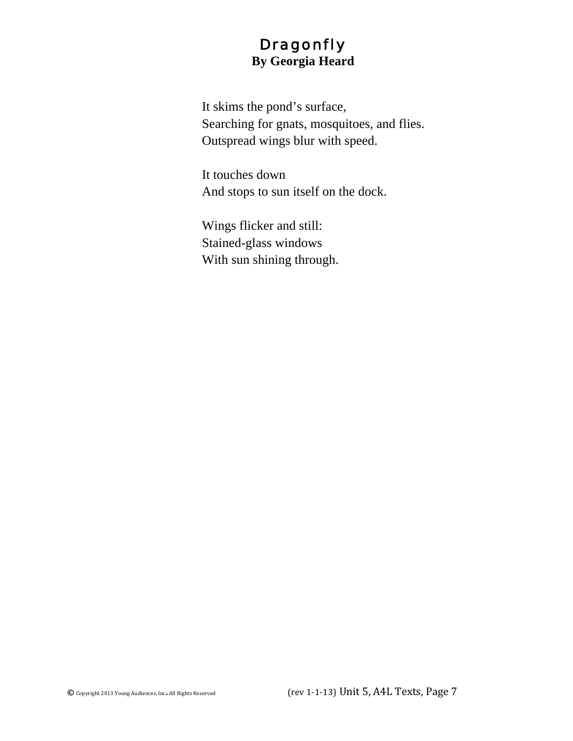# Dragonfly

**By Georgia Heard**

It skims the pond’s surface,
Searching for gnats, mosquitoes, and flies.
Outspread wings blur with speed.

It touches down
And stops to sun itself on the dock.

Wings flicker and still:
Stained-glass windows
With sun shining through.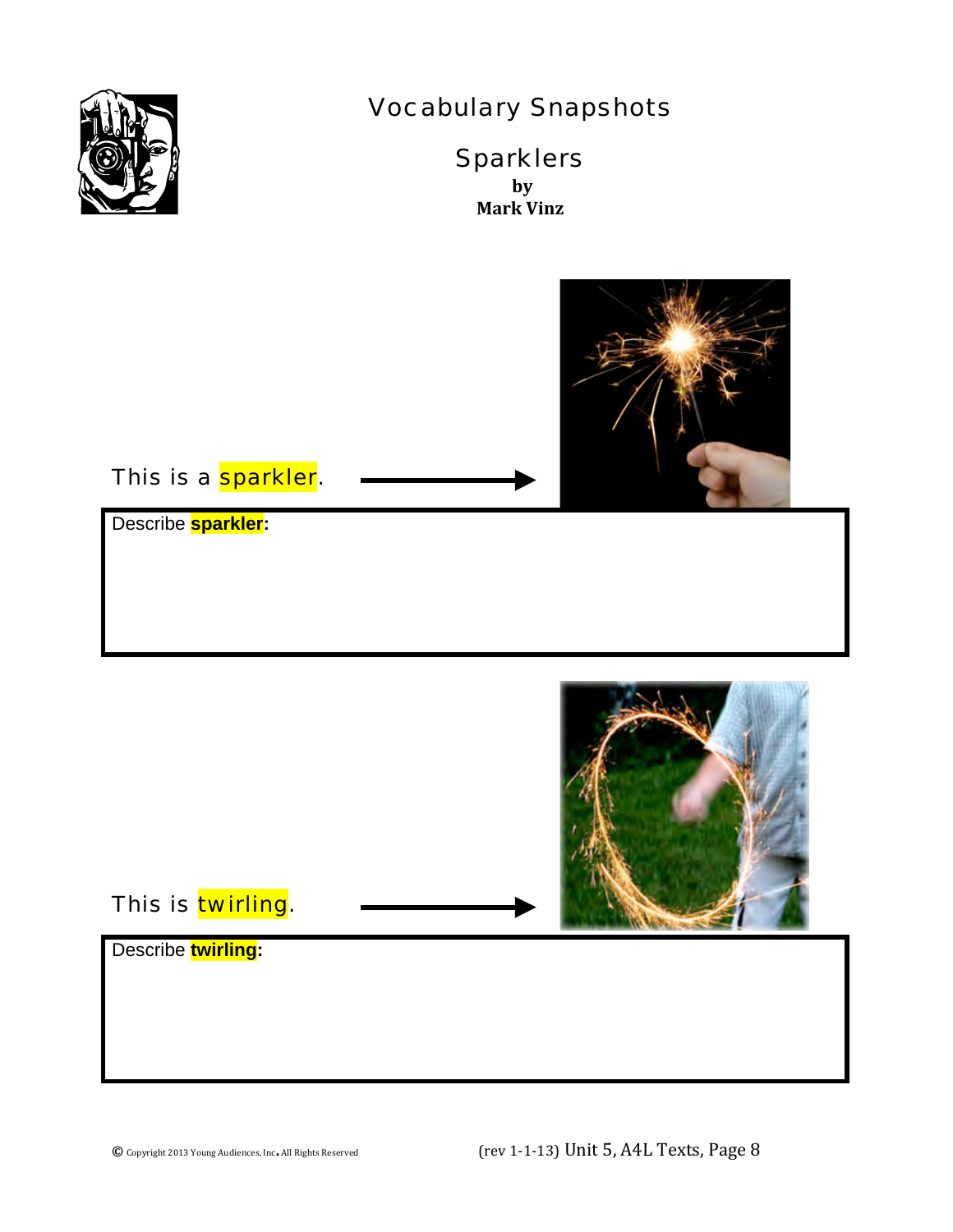# Vocabulary Snapshots

## Sparklers

**by**
**Mark Vinz**

This is a sparkler. →

Describe **sparkler:**

This is twirling. →

Describe **twirling:**

© Copyright 2013 Young Audiences, Inc. All Rights Reserved

(rev 1-1-13) Unit 5, A4L Texts, Page 8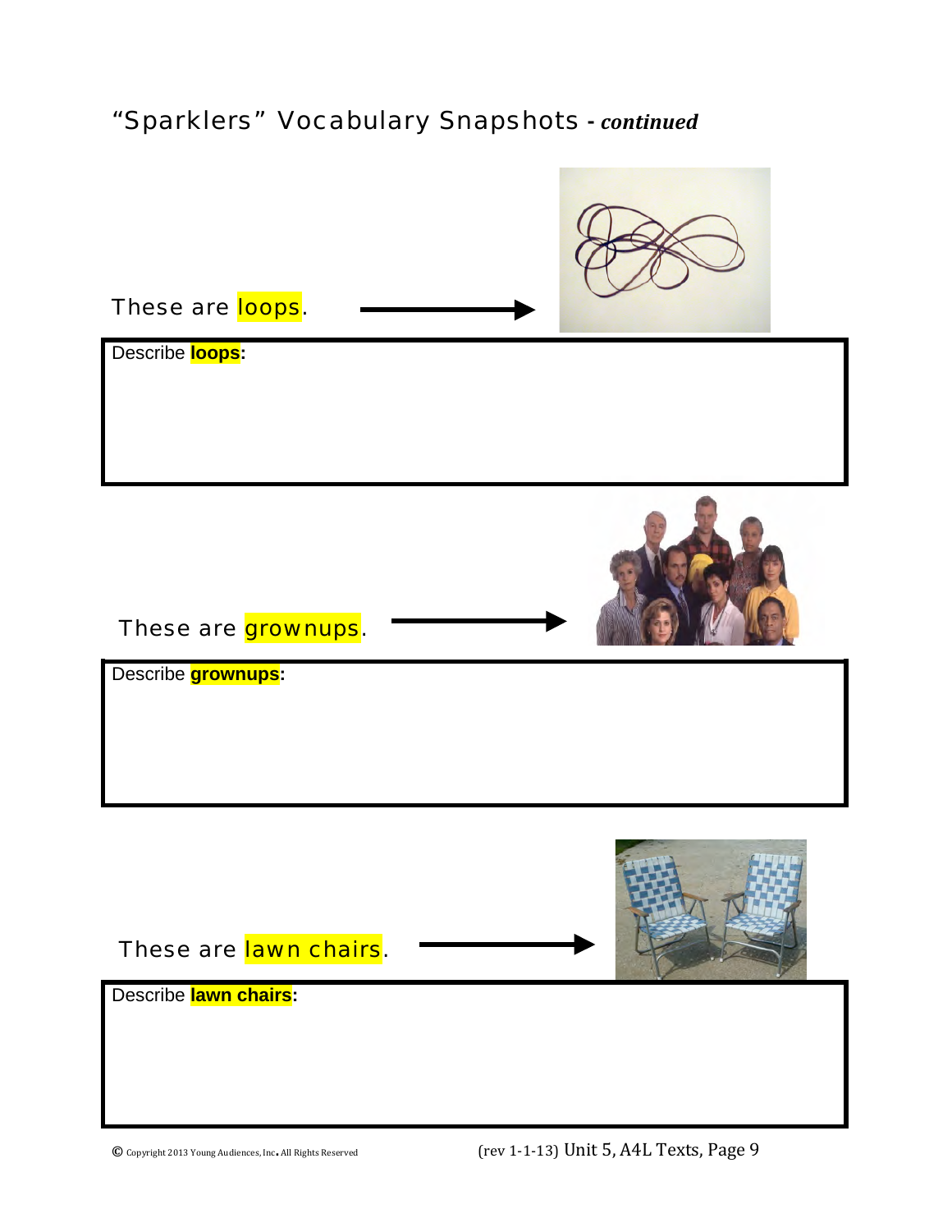# "Sparklers" Vocabulary Snapshots - ***continued***

These are **loops**. →

**Describe loops:**

These are **grownups**. →

**Describe grownups:**

These are **lawn chairs**. →

**Describe lawn chairs:**

© Copyright 2013 Young Audiences, Inc. All Rights Reserved (rev 1-1-13) Unit 5, A4L Texts, Page 9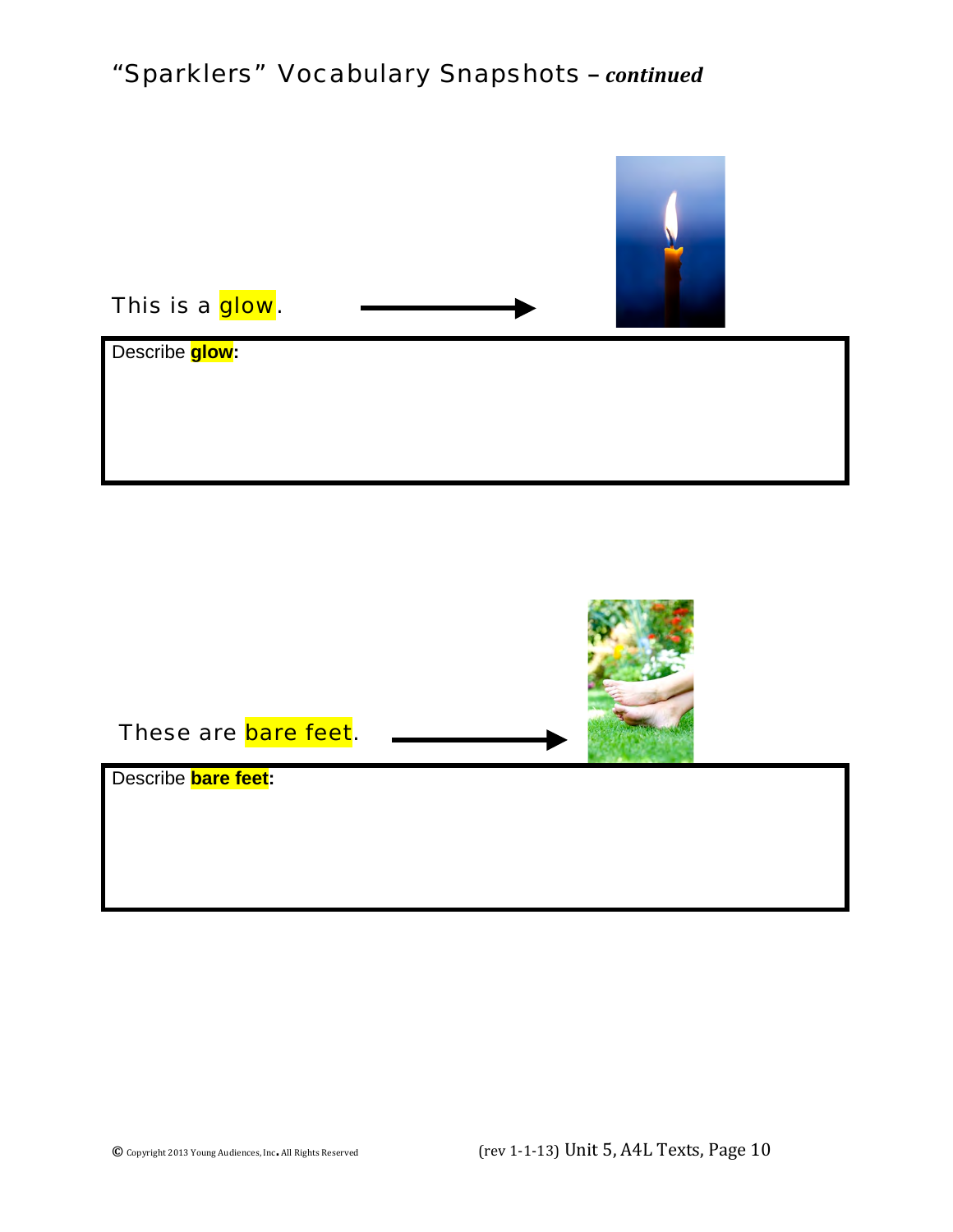# "Sparklers" Vocabulary Snapshots – ***continued***

This is a glow. →

Describe **glow**:

These are bare feet. →

Describe **bare feet**: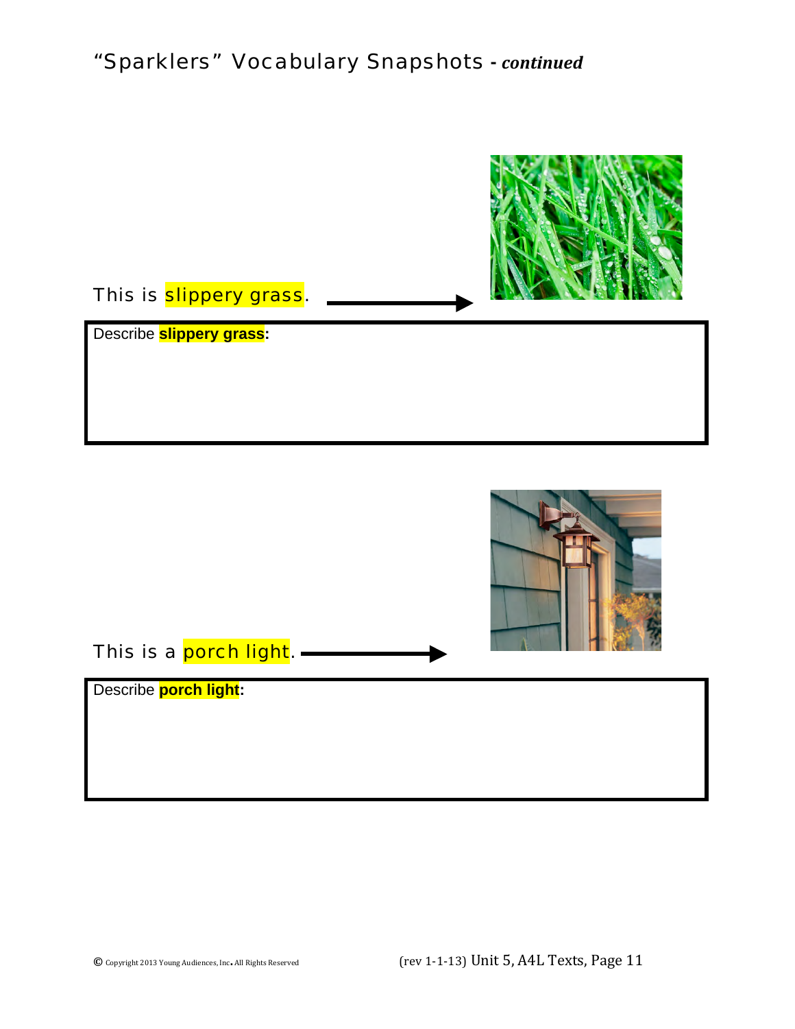# "Sparklers" Vocabulary Snapshots - *continued*

This is **slippery grass**.

Describe **slippery grass:**

This is a **porch light**.

Describe **porch light:**

© Copyright 2013 Young Audiences, Inc. All Rights Reserved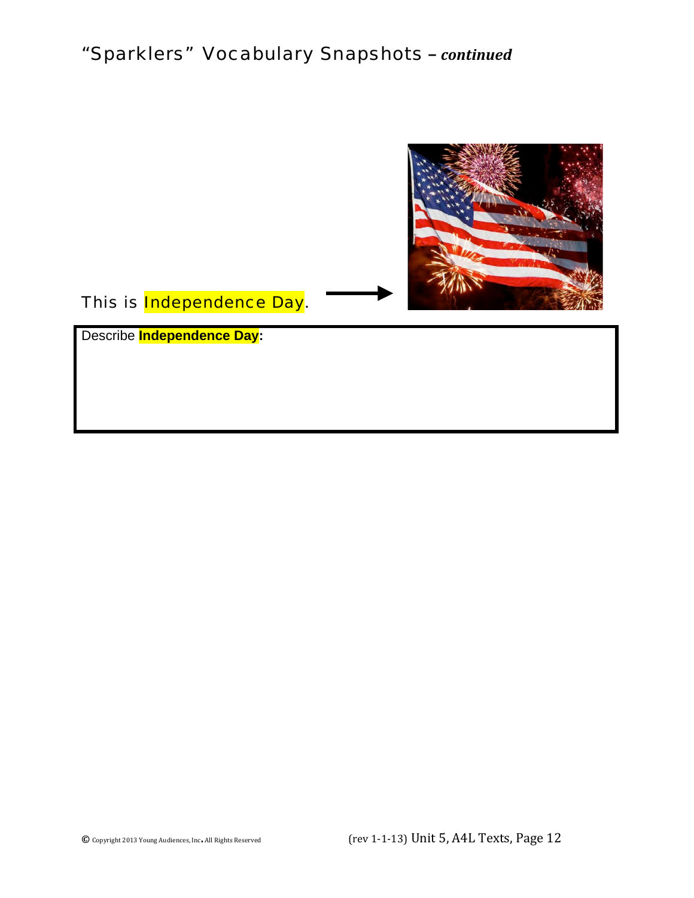# "Sparklers" Vocabulary Snapshots – *continued*

This is Independence Day. →

| Describe **Independence Day**: |
| --- |
| |

© Copyright 2013 Young Audiences, Inc. All Rights Reserved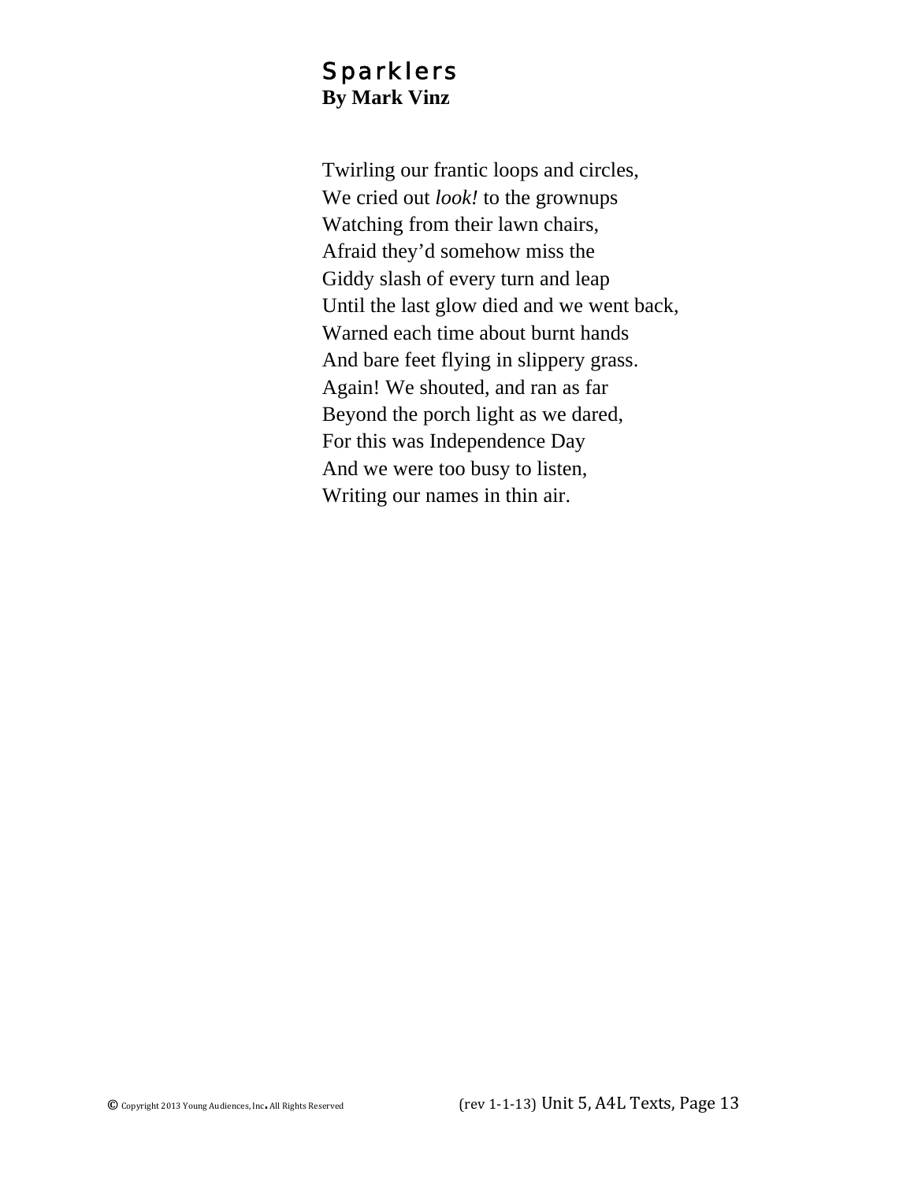# Sparklers
**By Mark Vinz**

Twirling our frantic loops and circles,  
We cried out *look!* to the grownups  
Watching from their lawn chairs,  
Afraid they'd somehow miss the  
Giddy slash of every turn and leap  
Until the last glow died and we went back,  
Warned each time about burnt hands  
And bare feet flying in slippery grass.  
Again! We shouted, and ran as far  
Beyond the porch light as we dared,  
For this was Independence Day  
And we were too busy to listen,  
Writing our names in thin air.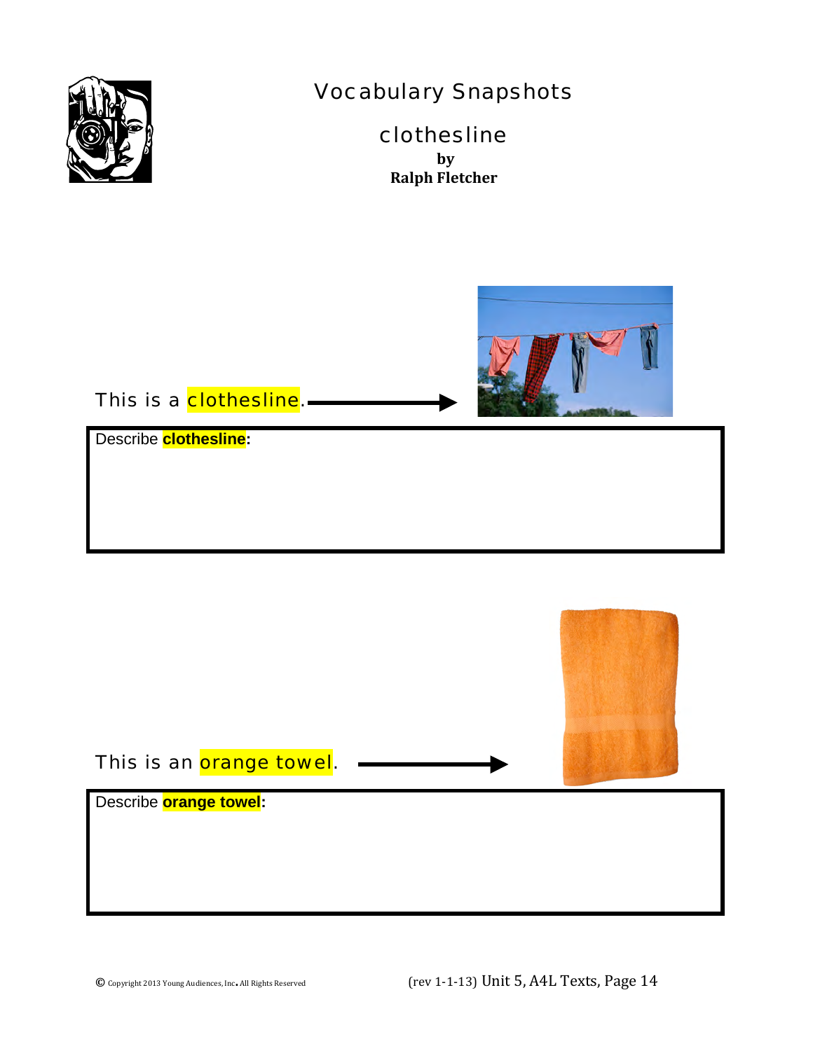# Vocabulary Snapshots

## clothesline

**by**
**Ralph Fletcher**

This is a **clothesline**.

Describe **clothesline:**

This is an **orange towel**.

Describe **orange towel:**

© Copyright 2013 Young Audiences, Inc. All Rights Reserved

(rev 1-1-13) Unit 5, A4L Texts, Page 14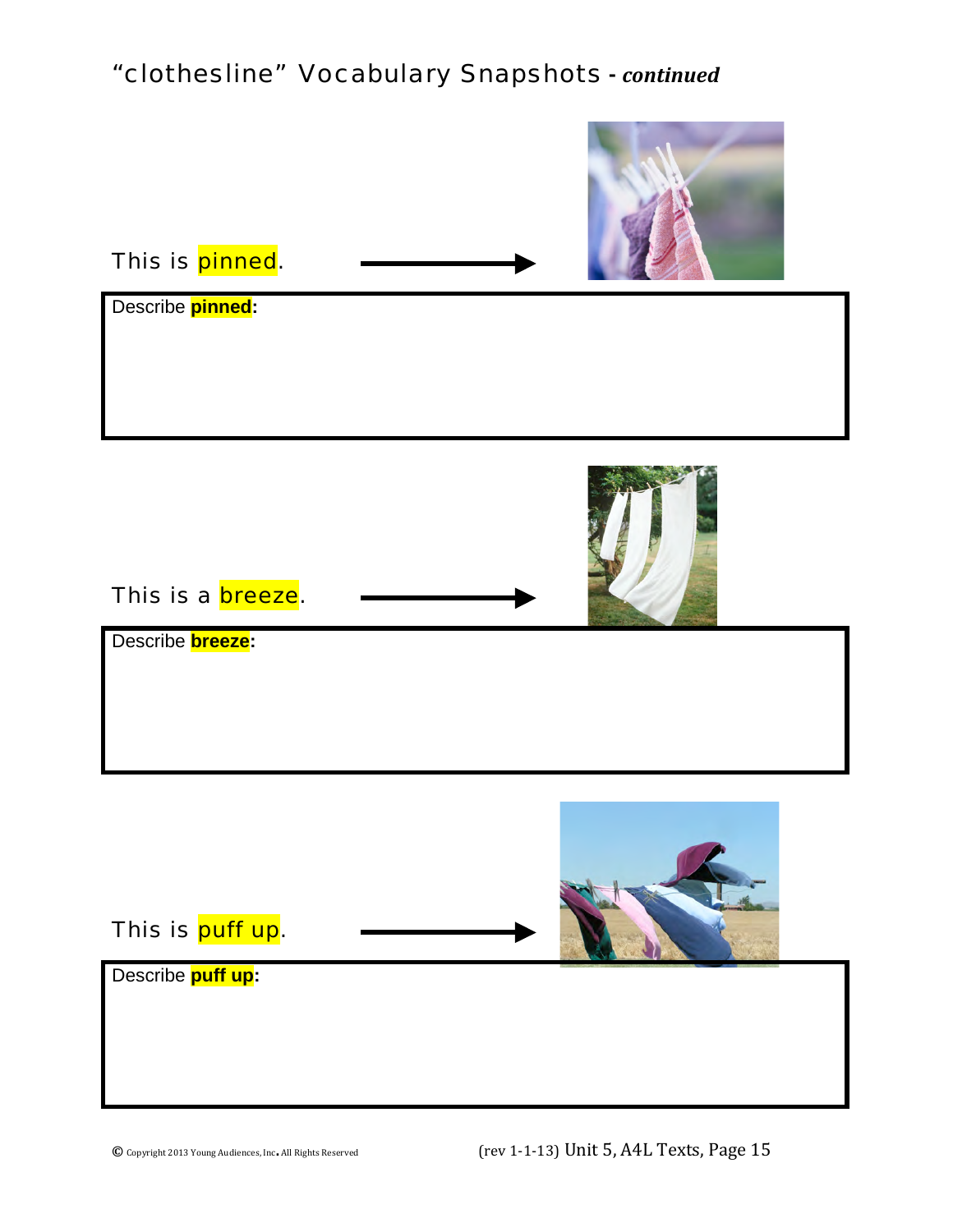# "clothesline" Vocabulary Snapshots - *continued*

This is **pinned**.

Describe **pinned:**

This is a **breeze**.

Describe **breeze:**

This is **puff up**.

Describe **puff up:**

© Copyright 2013 Young Audiences, Inc. All Rights Reserved

(rev 1-1-13) Unit 5, A4L Texts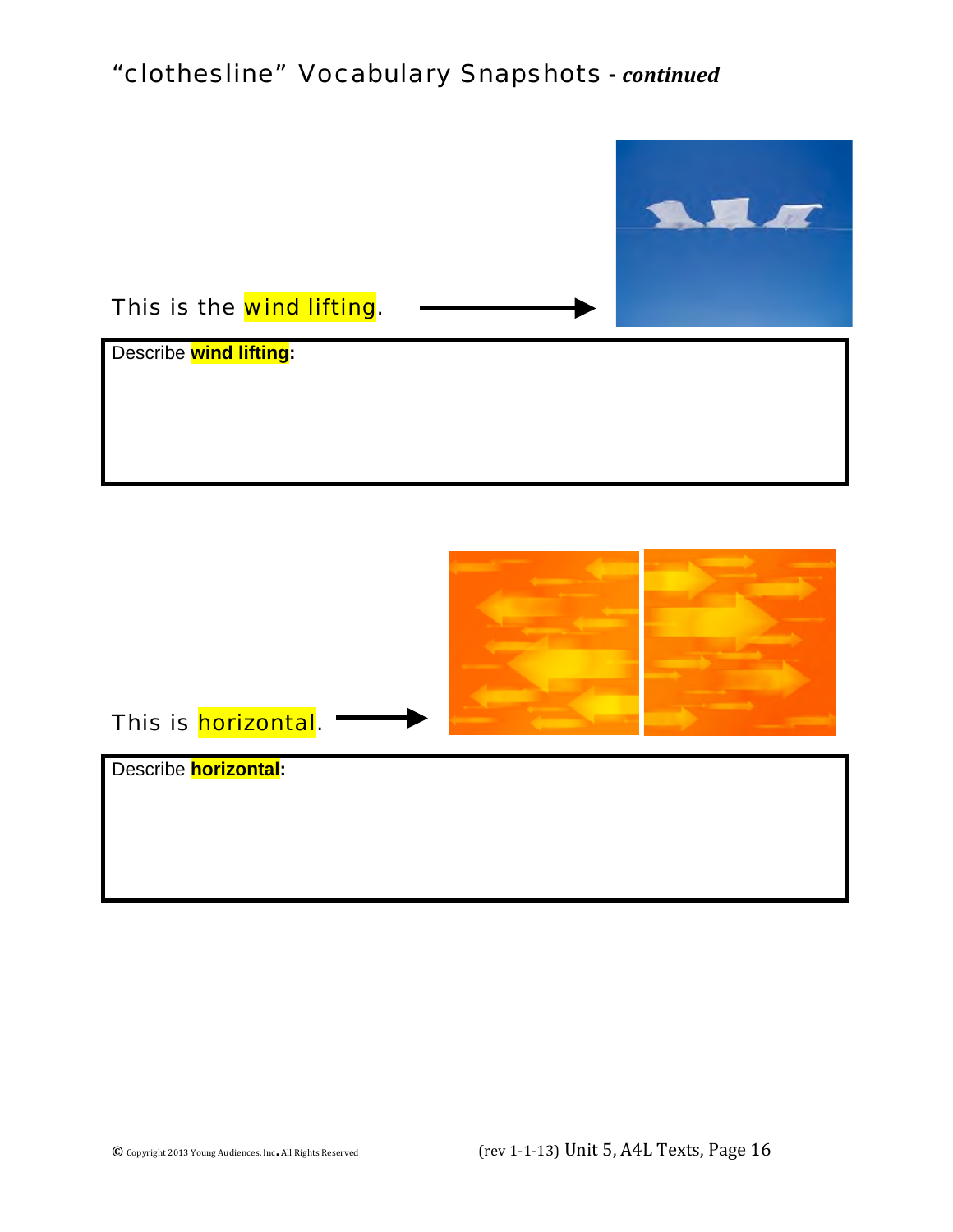# "clothesline" Vocabulary Snapshots - *continued*

This is the wind lifting.

**Describe wind lifting:**

This is horizontal.

**Describe horizontal:**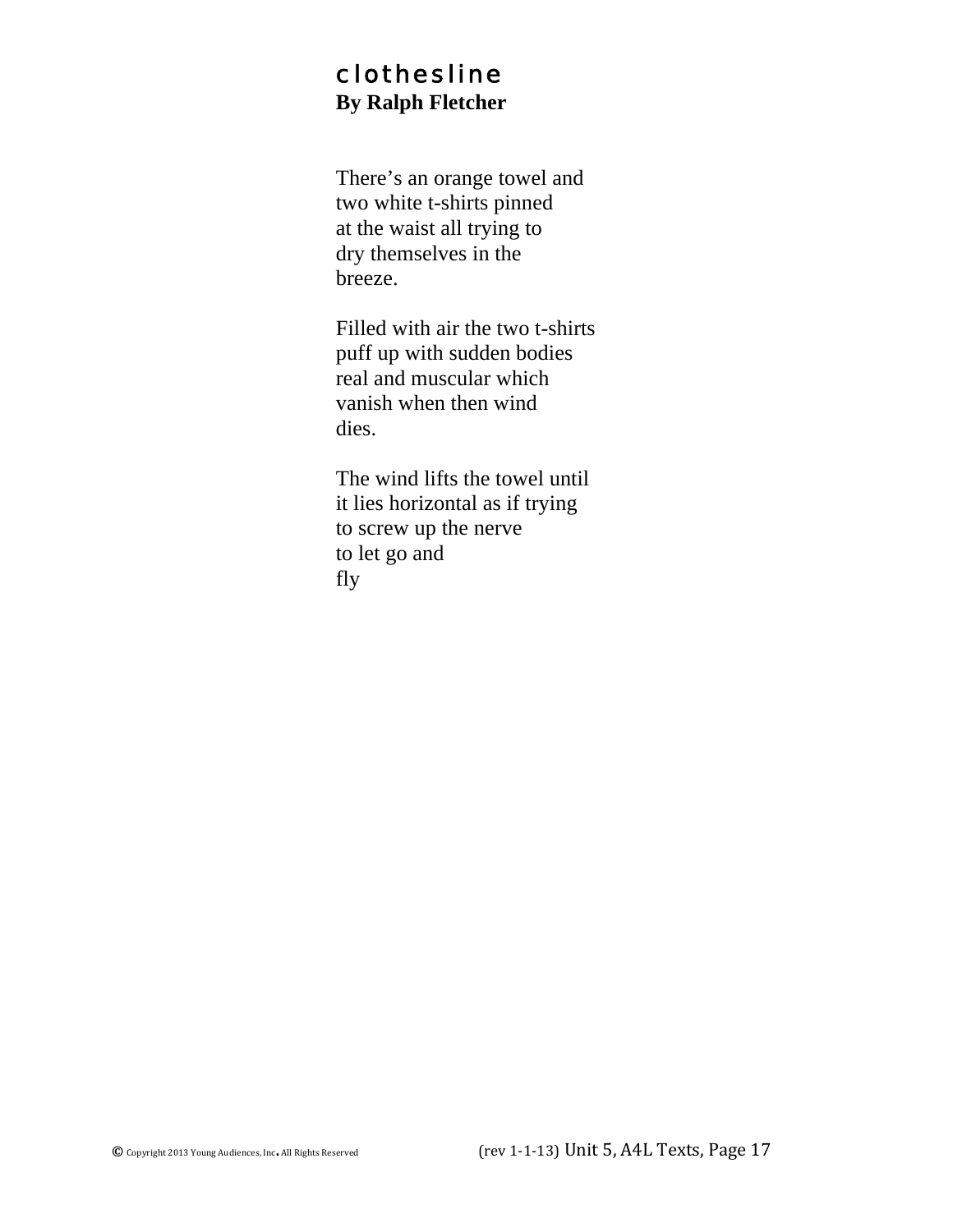# clothesline
**By Ralph Fletcher**

There's an orange towel and  
two white t-shirts pinned  
at the waist all trying to  
dry themselves in the  
breeze.

Filled with air the two t-shirts  
puff up with sudden bodies  
real and muscular which  
vanish when then wind  
dies.

The wind lifts the towel until  
it lies horizontal as if trying  
to screw up the nerve  
to let go and  
fly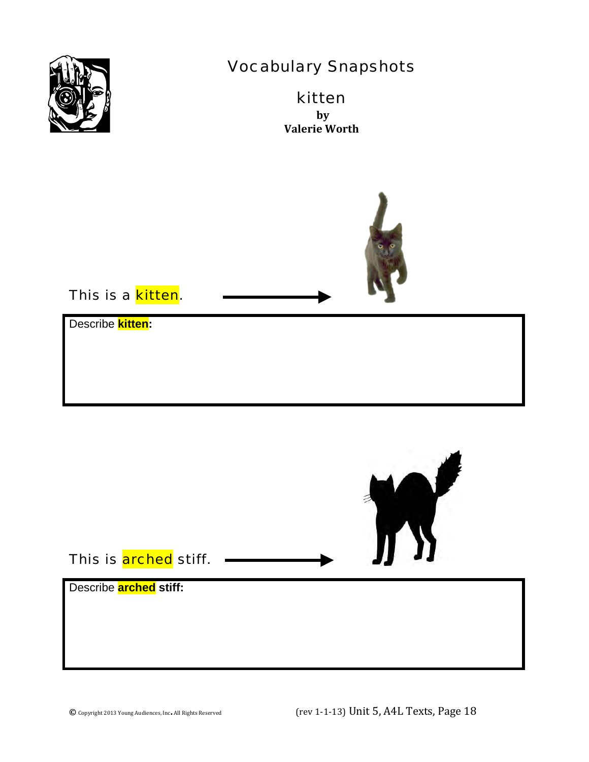# Vocabulary Snapshots

## kitten

**by**
**Valerie Worth**

This is a kitten.

Describe **kitten:**

This is arched stiff.

Describe **arched stiff:**

© Copyright 2013 Young Audiences, Inc. All Rights Reserved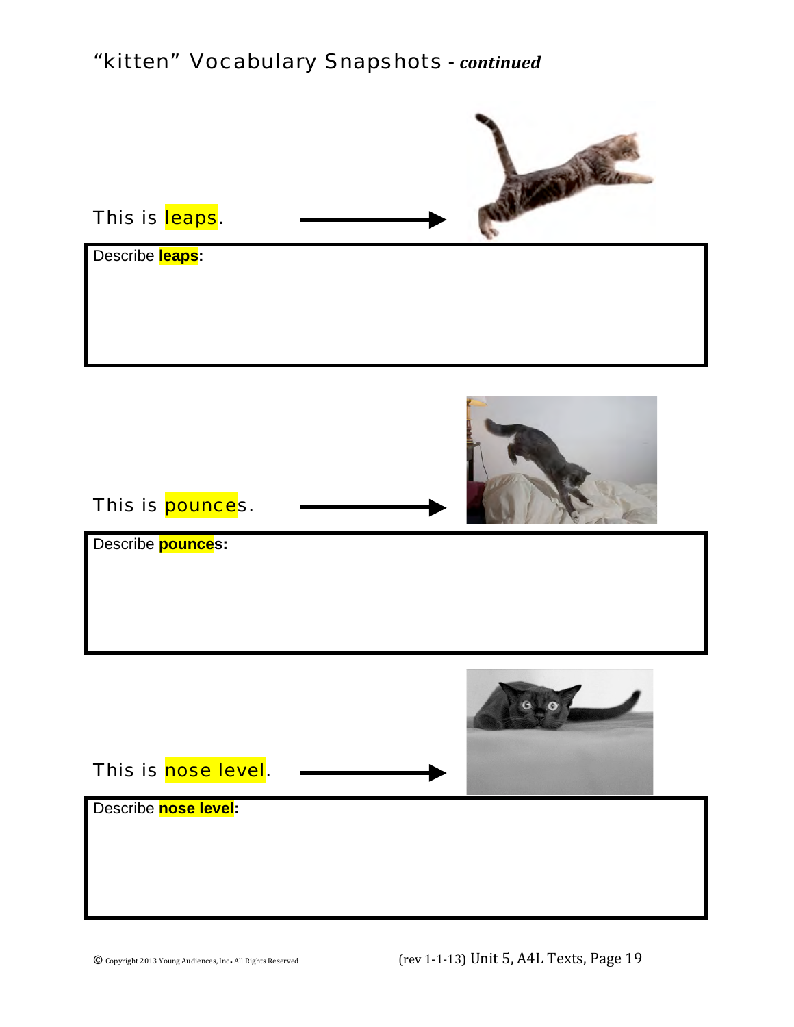# "kitten" Vocabulary Snapshots - *continued*

This is leaps.

Describe **leaps:**

This is pounces.

Describe **pounces:**

This is nose level.

Describe **nose level:**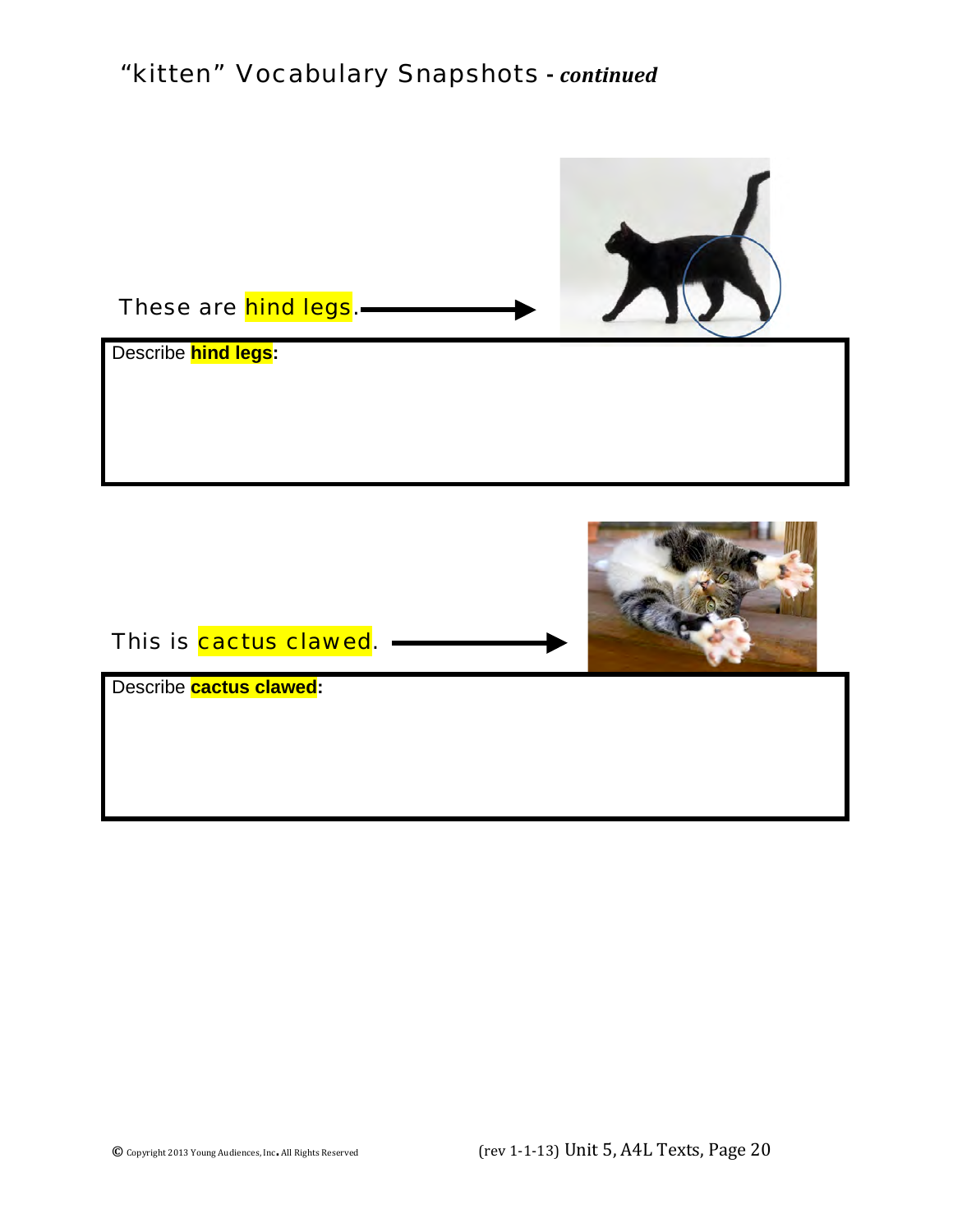# “kitten” Vocabulary Snapshots - *continued*

These are hind legs. ⟶

**Describe hind legs:**

This is cactus clawed. ⟶

**Describe cactus clawed:**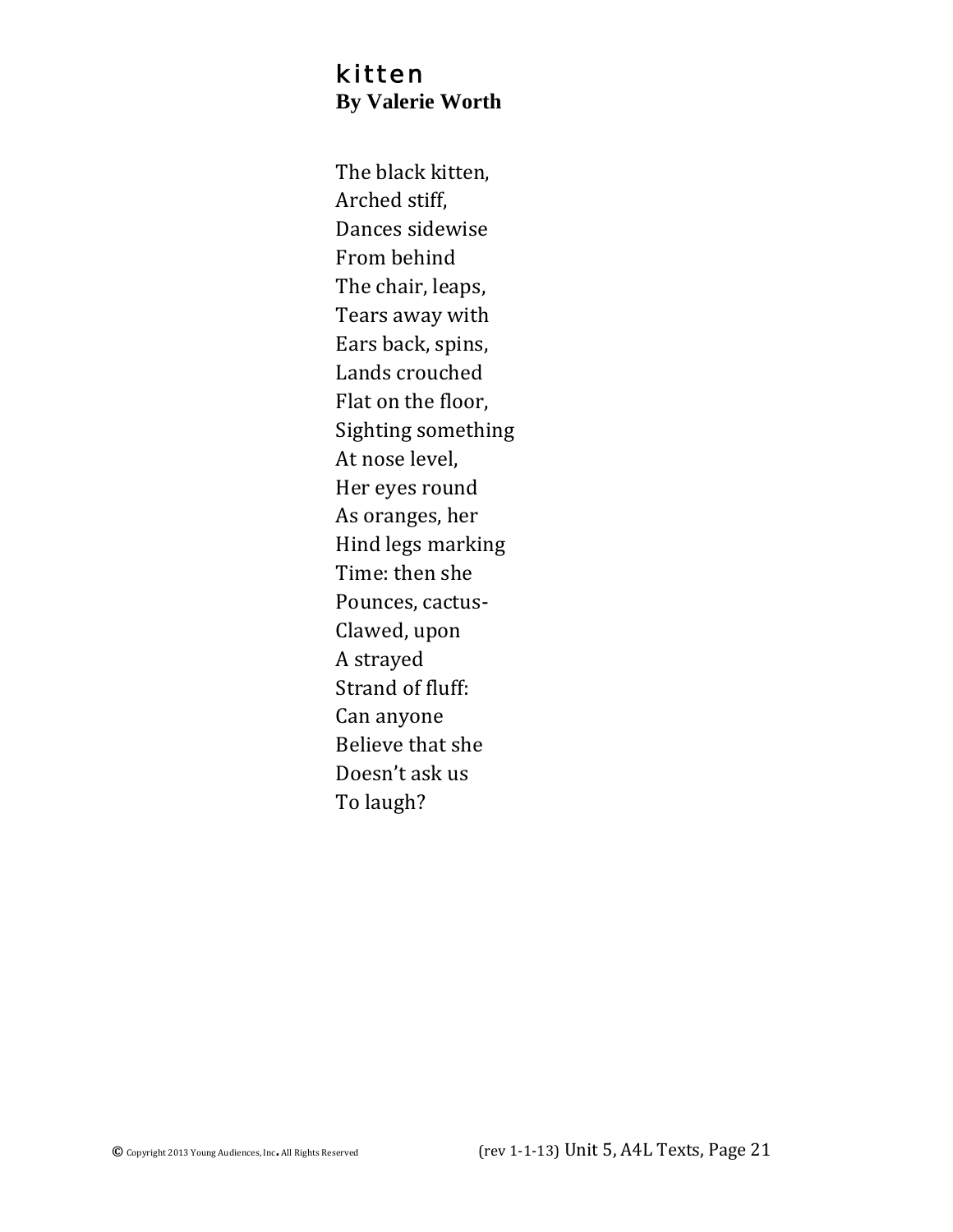# kitten

**By Valerie Worth**

The black kitten,  
Arched stiff,  
Dances sidewise  
From behind  
The chair, leaps,  
Tears away with  
Ears back, spins,  
Lands crouched  
Flat on the floor,  
Sighting something  
At nose level,  
Her eyes round  
As oranges, her  
Hind legs marking  
Time: then she  
Pounces, cactus-  
Clawed, upon  
A strayed  
Strand of fluff:  
Can anyone  
Believe that she  
Doesn't ask us  
To laugh?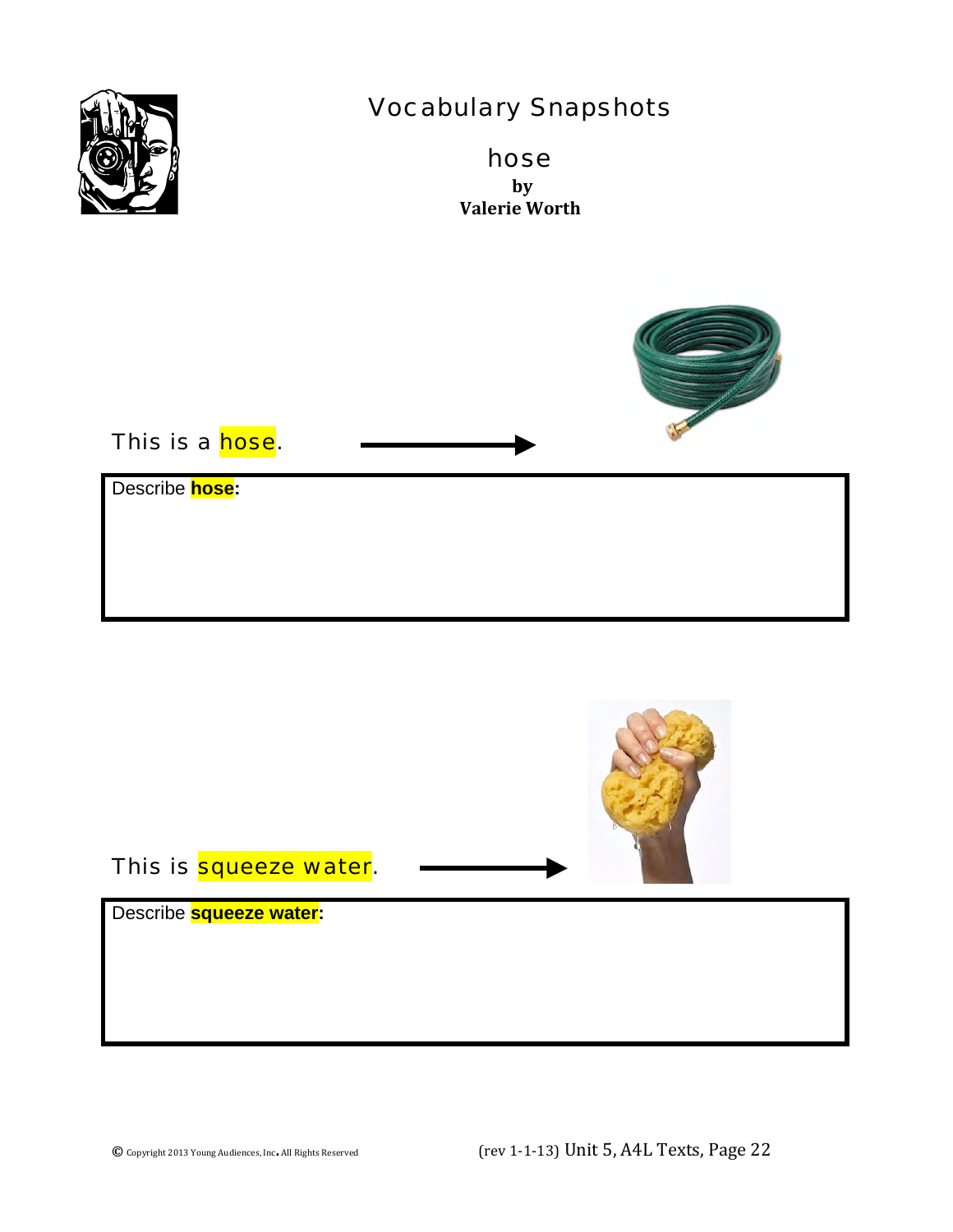# Vocabulary Snapshots

## hose

**by**
**Valerie Worth**

This is a **hose**.

Describe **hose:**

This is **squeeze water**.

Describe **squeeze water:**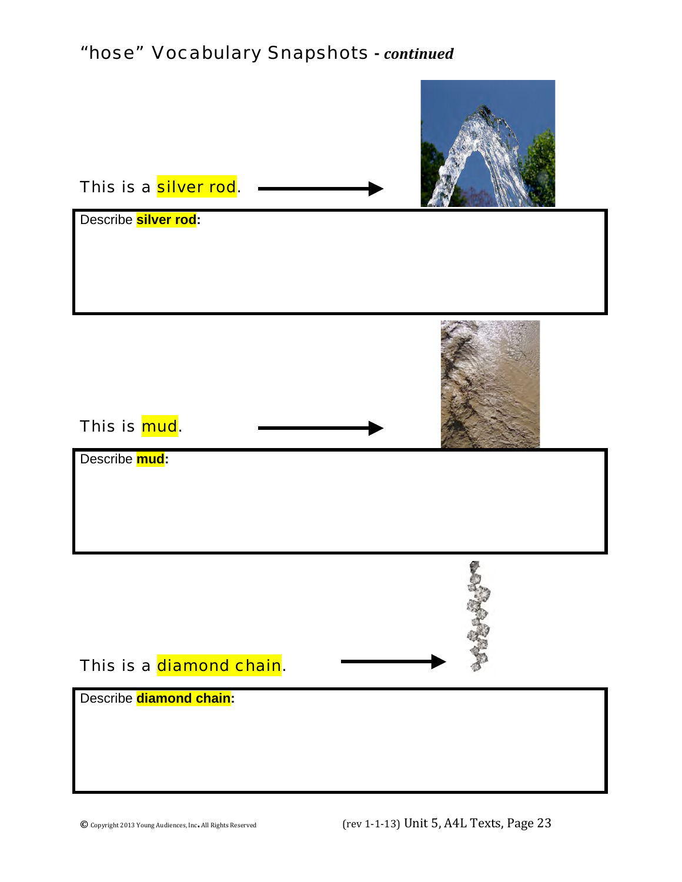# "hose" Vocabulary Snapshots - *continued*

This is a silver rod.

Describe **silver rod:**

This is mud.

Describe **mud:**

This is a diamond chain.

Describe **diamond chain:**

© Copyright 2013 Young Audiences, Inc. All Rights Reserved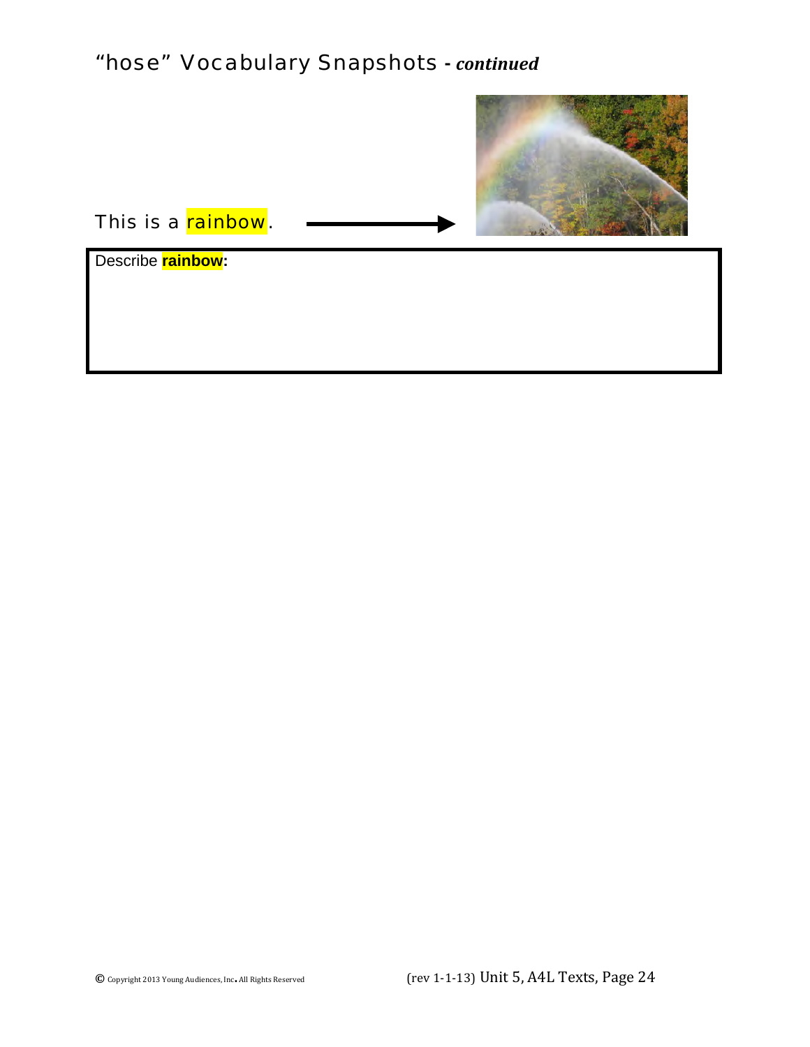## "hose" Vocabulary Snapshots - ***continued***

This is a rainbow.

**Describe rainbow:**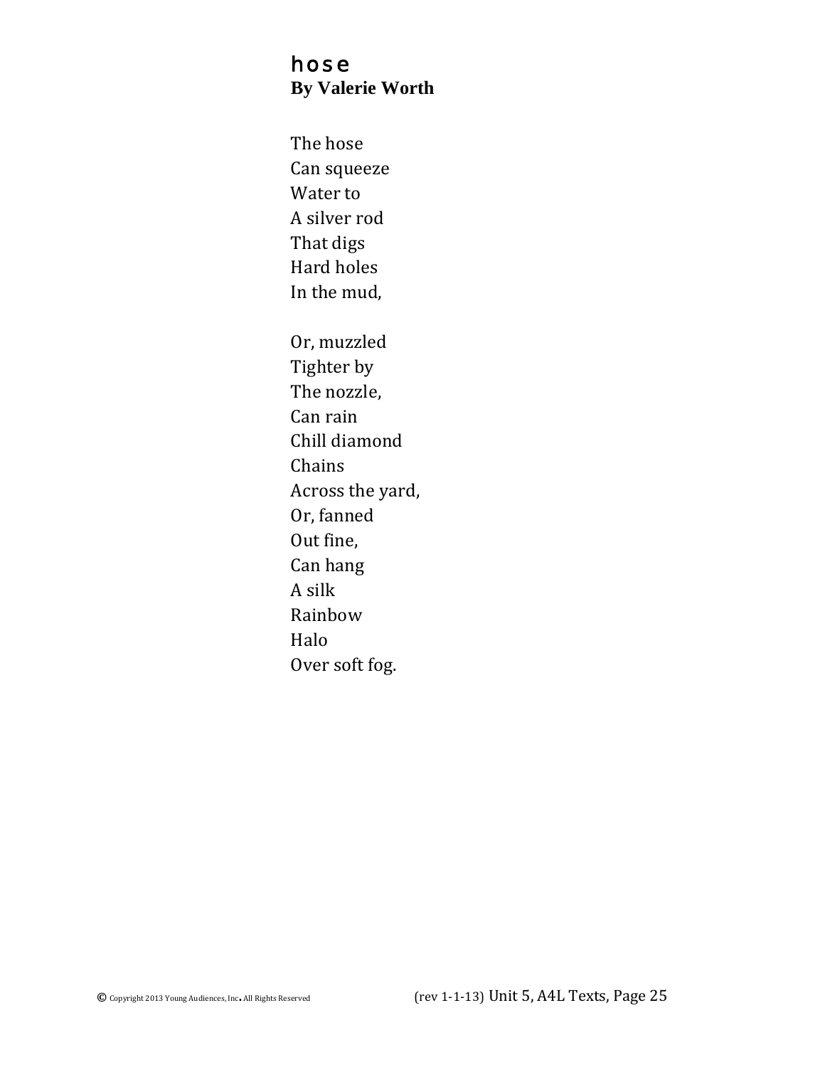# hose

**By Valerie Worth**

The hose  
Can squeeze  
Water to  
A silver rod  
That digs  
Hard holes  
In the mud,

Or, muzzled  
Tighter by  
The nozzle,  
Can rain  
Chill diamond  
Chains  
Across the yard,  
Or, fanned  
Out fine,  
Can hang  
A silk  
Rainbow  
Halo  
Over soft fog.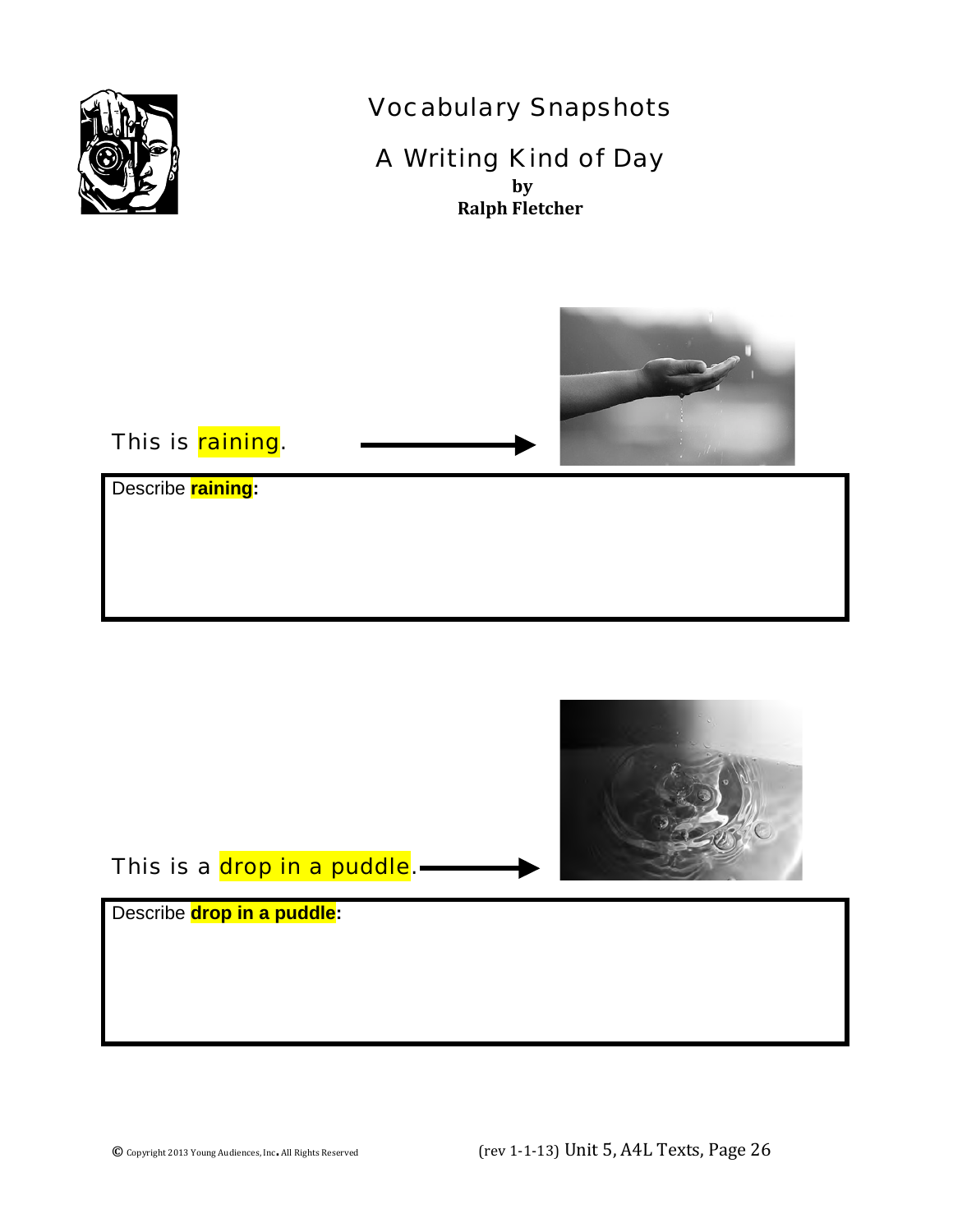# Vocabulary Snapshots

## A Writing Kind of Day

**by**
**Ralph Fletcher**

This is raining.

Describe **raining:**

This is a drop in a puddle.

Describe **drop in a puddle:**

© Copyright 2013 Young Audiences, Inc. All Rights Reserved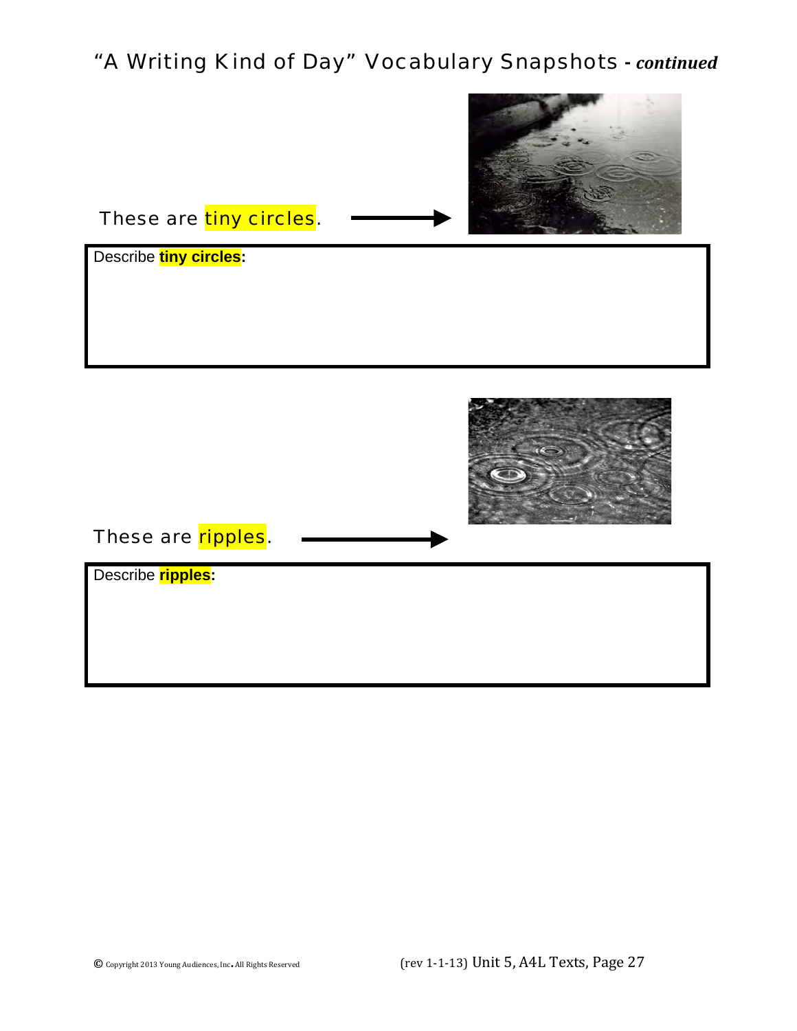## "A Writing Kind of Day" Vocabulary Snapshots - *continued*

These are **tiny circles**. →

Describe **tiny circles**:

These are **ripples**. →

Describe **ripples**: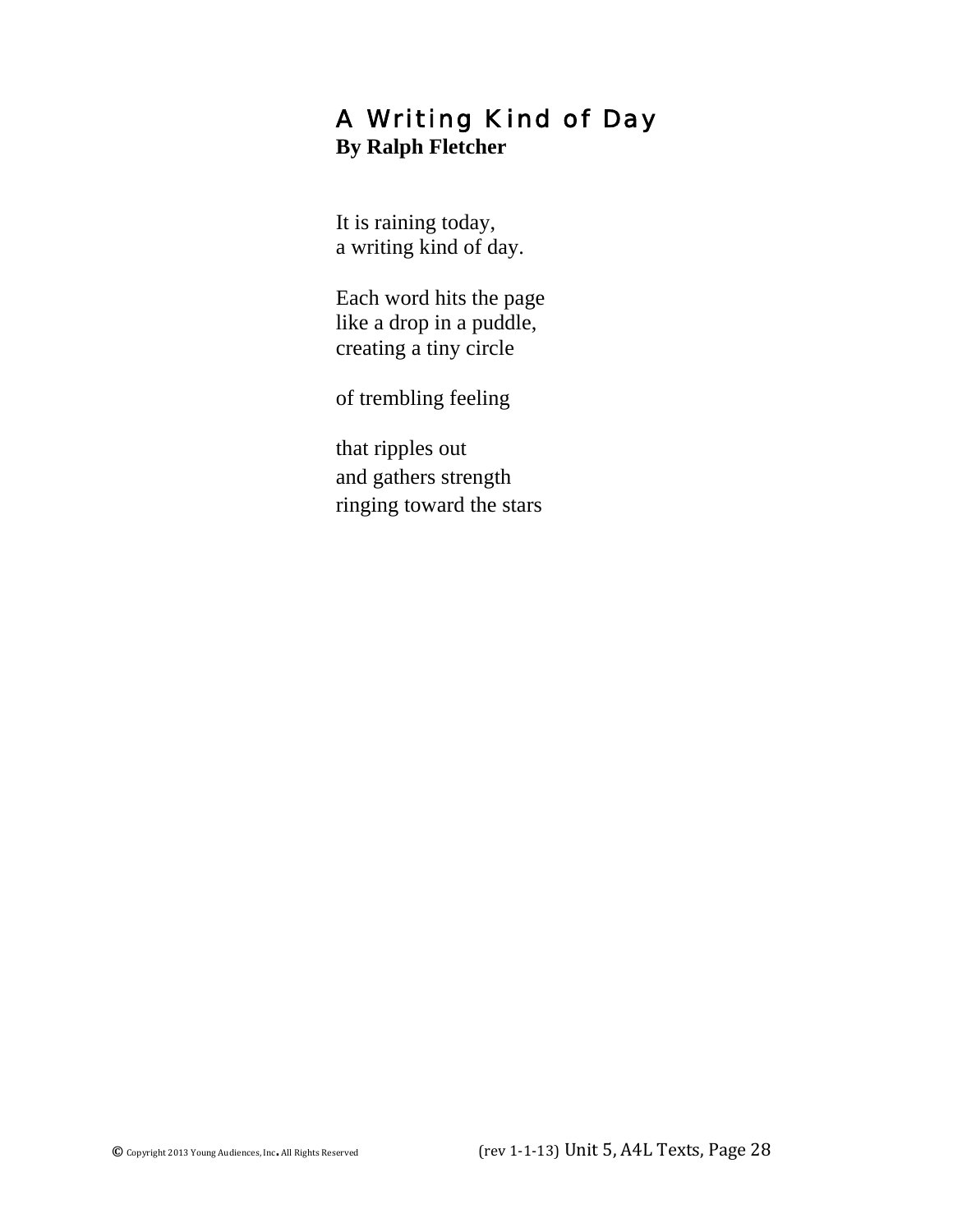# A Writing Kind of Day

**By Ralph Fletcher**

It is raining today,
a writing kind of day.

Each word hits the page
like a drop in a puddle,
creating a tiny circle

of trembling feeling

that ripples out
and gathers strength
ringing toward the stars